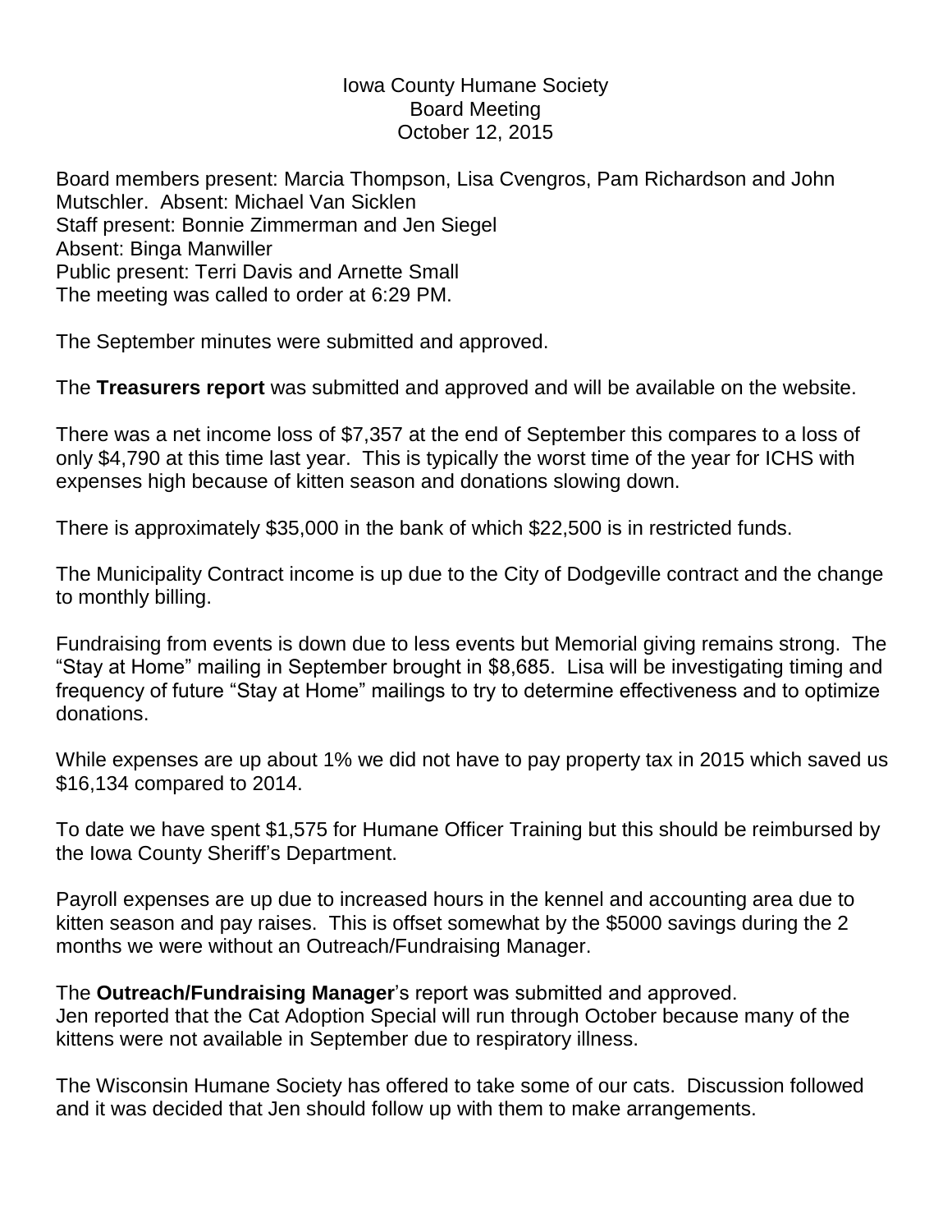Iowa County Humane Society
Board Meeting
October 12, 2015

Board members present: Marcia Thompson, Lisa Cvengros, Pam Richardson and John Mutschler. Absent: Michael Van Sicklen
Staff present: Bonnie Zimmerman and Jen Siegel
Absent: Binga Manwiller
Public present: Terri Davis and Arnette Small
The meeting was called to order at 6:29 PM.

The September minutes were submitted and approved.

The **Treasurers report** was submitted and approved and will be available on the website.

There was a net income loss of $7,357 at the end of September this compares to a loss of only $4,790 at this time last year. This is typically the worst time of the year for ICHS with expenses high because of kitten season and donations slowing down.

There is approximately $35,000 in the bank of which $22,500 is in restricted funds.

The Municipality Contract income is up due to the City of Dodgeville contract and the change to monthly billing.

Fundraising from events is down due to less events but Memorial giving remains strong. The "Stay at Home" mailing in September brought in $8,685. Lisa will be investigating timing and frequency of future "Stay at Home" mailings to try to determine effectiveness and to optimize donations.

While expenses are up about 1% we did not have to pay property tax in 2015 which saved us $16,134 compared to 2014.

To date we have spent $1,575 for Humane Officer Training but this should be reimbursed by the Iowa County Sheriff's Department.

Payroll expenses are up due to increased hours in the kennel and accounting area due to kitten season and pay raises. This is offset somewhat by the $5000 savings during the 2 months we were without an Outreach/Fundraising Manager.

The **Outreach/Fundraising Manager**'s report was submitted and approved.
Jen reported that the Cat Adoption Special will run through October because many of the kittens were not available in September due to respiratory illness.

The Wisconsin Humane Society has offered to take some of our cats. Discussion followed and it was decided that Jen should follow up with them to make arrangements.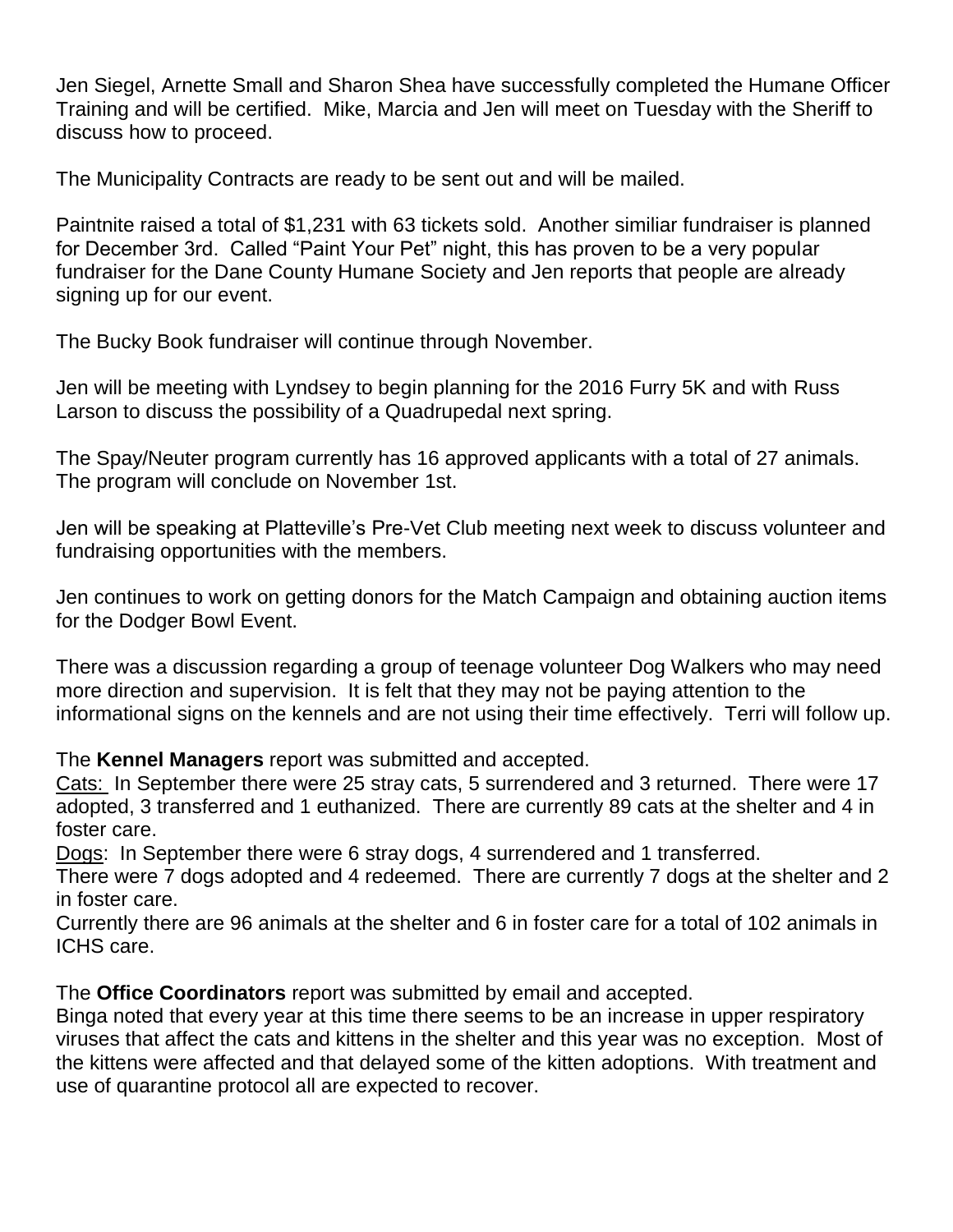Jen Siegel, Arnette Small and Sharon Shea have successfully completed the Humane Officer Training and will be certified. Mike, Marcia and Jen will meet on Tuesday with the Sheriff to discuss how to proceed.

The Municipality Contracts are ready to be sent out and will be mailed.

Paintnite raised a total of $1,231 with 63 tickets sold. Another similiar fundraiser is planned for December 3rd. Called "Paint Your Pet" night, this has proven to be a very popular fundraiser for the Dane County Humane Society and Jen reports that people are already signing up for our event.

The Bucky Book fundraiser will continue through November.

Jen will be meeting with Lyndsey to begin planning for the 2016 Furry 5K and with Russ Larson to discuss the possibility of a Quadrupedal next spring.

The Spay/Neuter program currently has 16 approved applicants with a total of 27 animals. The program will conclude on November 1st.

Jen will be speaking at Platteville's Pre-Vet Club meeting next week to discuss volunteer and fundraising opportunities with the members.

Jen continues to work on getting donors for the Match Campaign and obtaining auction items for the Dodger Bowl Event.

There was a discussion regarding a group of teenage volunteer Dog Walkers who may need more direction and supervision. It is felt that they may not be paying attention to the informational signs on the kennels and are not using their time effectively. Terri will follow up.

The **Kennel Managers** report was submitted and accepted.
Cats: In September there were 25 stray cats, 5 surrendered and 3 returned. There were 17 adopted, 3 transferred and 1 euthanized. There are currently 89 cats at the shelter and 4 in foster care.
Dogs: In September there were 6 stray dogs, 4 surrendered and 1 transferred.
There were 7 dogs adopted and 4 redeemed. There are currently 7 dogs at the shelter and 2 in foster care.
Currently there are 96 animals at the shelter and 6 in foster care for a total of 102 animals in ICHS care.

The **Office Coordinators** report was submitted by email and accepted.
Binga noted that every year at this time there seems to be an increase in upper respiratory viruses that affect the cats and kittens in the shelter and this year was no exception. Most of the kittens were affected and that delayed some of the kitten adoptions. With treatment and use of quarantine protocol all are expected to recover.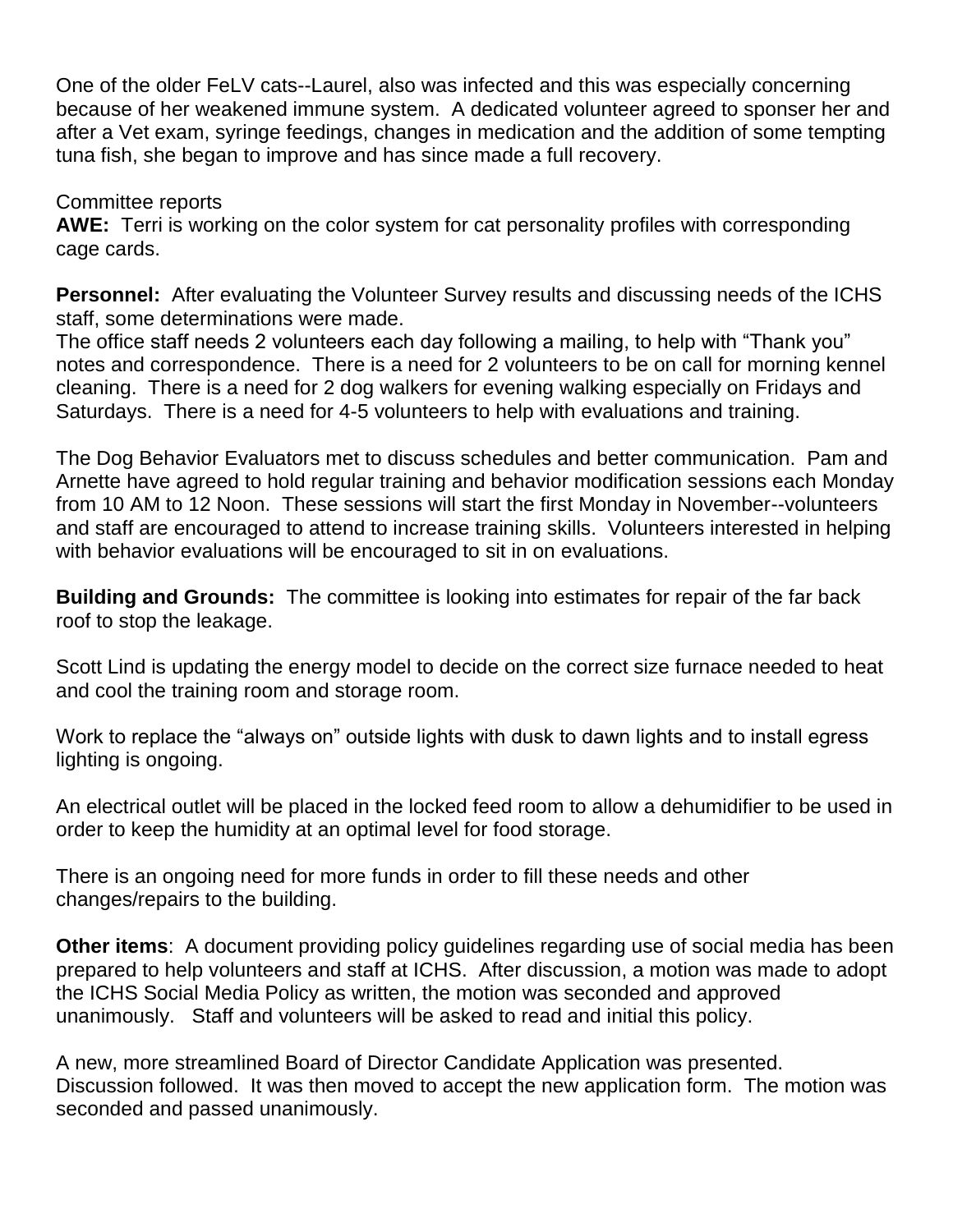One of the older FeLV cats--Laurel, also was infected and this was especially concerning because of her weakened immune system. A dedicated volunteer agreed to sponser her and after a Vet exam, syringe feedings, changes in medication and the addition of some tempting tuna fish, she began to improve and has since made a full recovery.

Committee reports

**AWE:** Terri is working on the color system for cat personality profiles with corresponding cage cards.

**Personnel:** After evaluating the Volunteer Survey results and discussing needs of the ICHS staff, some determinations were made.
The office staff needs 2 volunteers each day following a mailing, to help with "Thank you" notes and correspondence. There is a need for 2 volunteers to be on call for morning kennel cleaning. There is a need for 2 dog walkers for evening walking especially on Fridays and Saturdays. There is a need for 4-5 volunteers to help with evaluations and training.

The Dog Behavior Evaluators met to discuss schedules and better communication. Pam and Arnette have agreed to hold regular training and behavior modification sessions each Monday from 10 AM to 12 Noon. These sessions will start the first Monday in November--volunteers and staff are encouraged to attend to increase training skills. Volunteers interested in helping with behavior evaluations will be encouraged to sit in on evaluations.

**Building and Grounds:** The committee is looking into estimates for repair of the far back roof to stop the leakage.

Scott Lind is updating the energy model to decide on the correct size furnace needed to heat and cool the training room and storage room.

Work to replace the "always on" outside lights with dusk to dawn lights and to install egress lighting is ongoing.

An electrical outlet will be placed in the locked feed room to allow a dehumidifier to be used in order to keep the humidity at an optimal level for food storage.

There is an ongoing need for more funds in order to fill these needs and other changes/repairs to the building.

**Other items**: A document providing policy guidelines regarding use of social media has been prepared to help volunteers and staff at ICHS. After discussion, a motion was made to adopt the ICHS Social Media Policy as written, the motion was seconded and approved unanimously. Staff and volunteers will be asked to read and initial this policy.

A new, more streamlined Board of Director Candidate Application was presented. Discussion followed. It was then moved to accept the new application form. The motion was seconded and passed unanimously.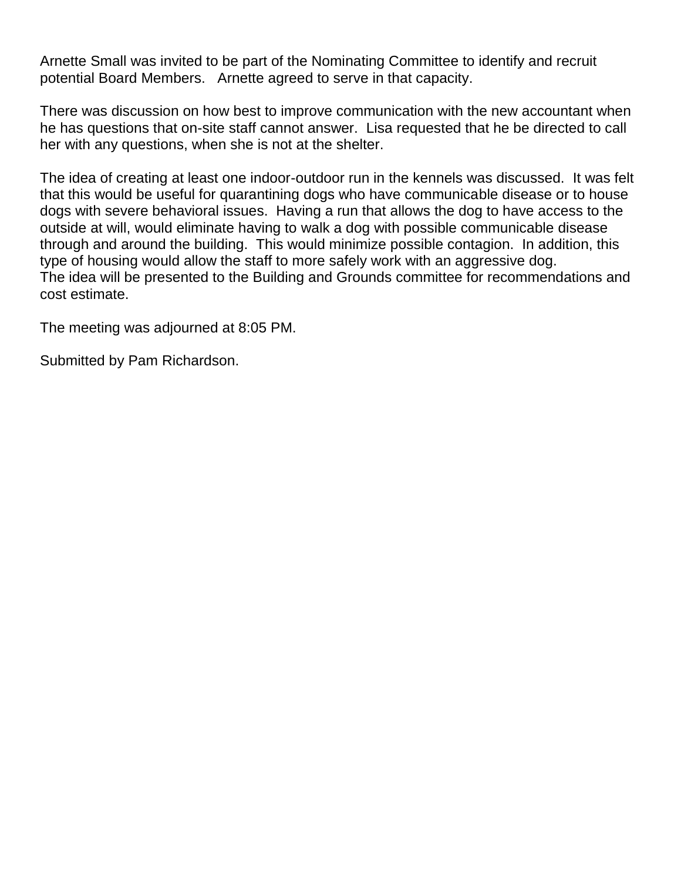Arnette Small was invited to be part of the Nominating Committee to identify and recruit potential Board Members. Arnette agreed to serve in that capacity.

There was discussion on how best to improve communication with the new accountant when he has questions that on-site staff cannot answer. Lisa requested that he be directed to call her with any questions, when she is not at the shelter.

The idea of creating at least one indoor-outdoor run in the kennels was discussed. It was felt that this would be useful for quarantining dogs who have communicable disease or to house dogs with severe behavioral issues. Having a run that allows the dog to have access to the outside at will, would eliminate having to walk a dog with possible communicable disease through and around the building. This would minimize possible contagion. In addition, this type of housing would allow the staff to more safely work with an aggressive dog.
The idea will be presented to the Building and Grounds committee for recommendations and cost estimate.

The meeting was adjourned at 8:05 PM.

Submitted by Pam Richardson.